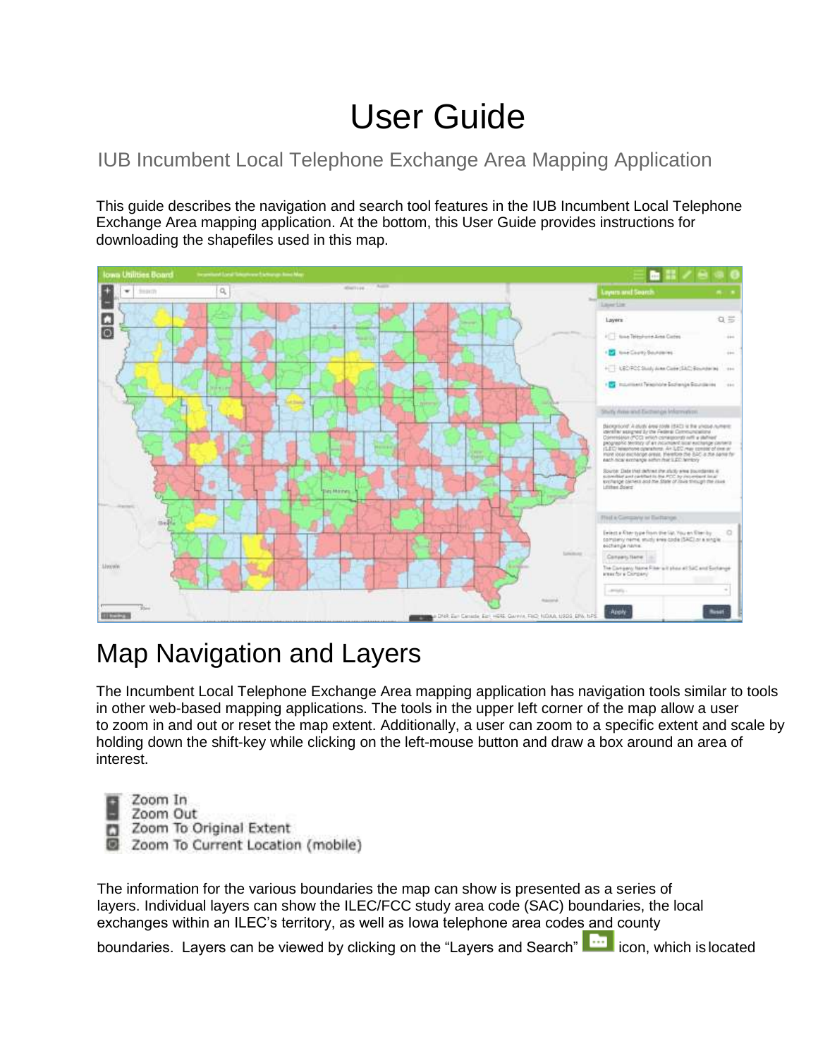# User Guide

## IUB Incumbent Local Telephone Exchange Area Mapping Application

This guide describes the navigation and search tool features in the IUB Incumbent Local Telephone Exchange Area mapping application. At the bottom, this User Guide provides instructions for downloading the shapefiles used in this map.

# Map Navigation and Layers

The Incumbent Local Telephone Exchange Area mapping application has navigation tools similar to tools in other web-based mapping applications. The tools in the upper left corner of the map allow a user to zoom in and out or reset the map extent. Additionally, a user can zoom to a specific extent and scale by holding down the shift-key while clicking on the left-mouse button and draw a box around an area of interest.

- Zoom In
- Zoom Out
- Zoom To Original Extent
- Zoom To Current Location (mobile)

The information for the various boundaries the map can show is presented as a series of layers. Individual layers can show the ILEC/FCC study area code (SAC) boundaries, the local exchanges within an ILEC's territory, as well as Iowa telephone area codes and county boundaries. Layers can be viewed by clicking on the "Layers and Search" icon, which is located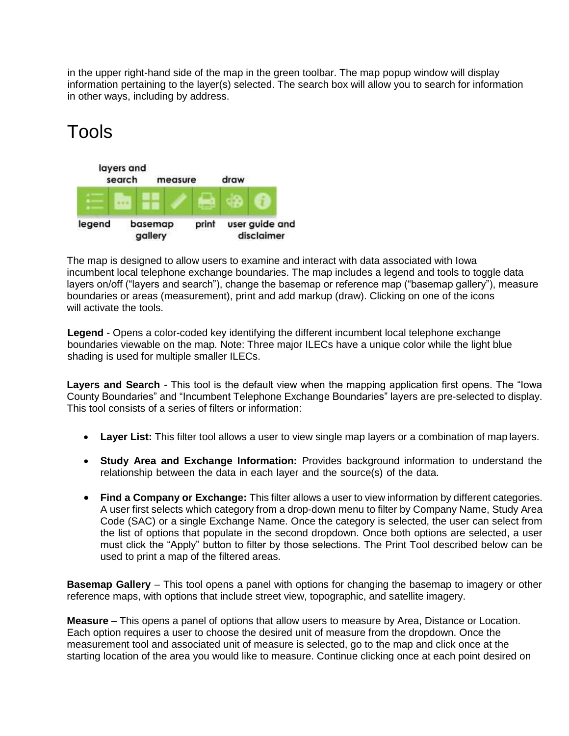in the upper right-hand side of the map in the green toolbar. The map popup window will display information pertaining to the layer(s) selected. The search box will allow you to search for information in other ways, including by address.

# Tools

The map is designed to allow users to examine and interact with data associated with Iowa incumbent local telephone exchange boundaries. The map includes a legend and tools to toggle data layers on/off ("layers and search"), change the basemap or reference map ("basemap gallery"), measure boundaries or areas (measurement), print and add markup (draw). Clicking on one of the icons will activate the tools.

**Legend** - Opens a color-coded key identifying the different incumbent local telephone exchange boundaries viewable on the map. Note: Three major ILECs have a unique color while the light blue shading is used for multiple smaller ILECs.

**Layers and Search** - This tool is the default view when the mapping application first opens. The "Iowa County Boundaries" and "Incumbent Telephone Exchange Boundaries" layers are pre-selected to display. This tool consists of a series of filters or information:

- **Layer List:** This filter tool allows a user to view single map layers or a combination of map layers.
- **Study Area and Exchange Information:** Provides background information to understand the relationship between the data in each layer and the source(s) of the data.
- **Find a Company or Exchange:** This filter allows a user to view information by different categories. A user first selects which category from a drop-down menu to filter by Company Name, Study Area Code (SAC) or a single Exchange Name. Once the category is selected, the user can select from the list of options that populate in the second dropdown. Once both options are selected, a user must click the "Apply" button to filter by those selections. The Print Tool described below can be used to print a map of the filtered areas.

**Basemap Gallery** – This tool opens a panel with options for changing the basemap to imagery or other reference maps, with options that include street view, topographic, and satellite imagery.

**Measure** – This opens a panel of options that allow users to measure by Area, Distance or Location. Each option requires a user to choose the desired unit of measure from the dropdown. Once the measurement tool and associated unit of measure is selected, go to the map and click once at the starting location of the area you would like to measure. Continue clicking once at each point desired on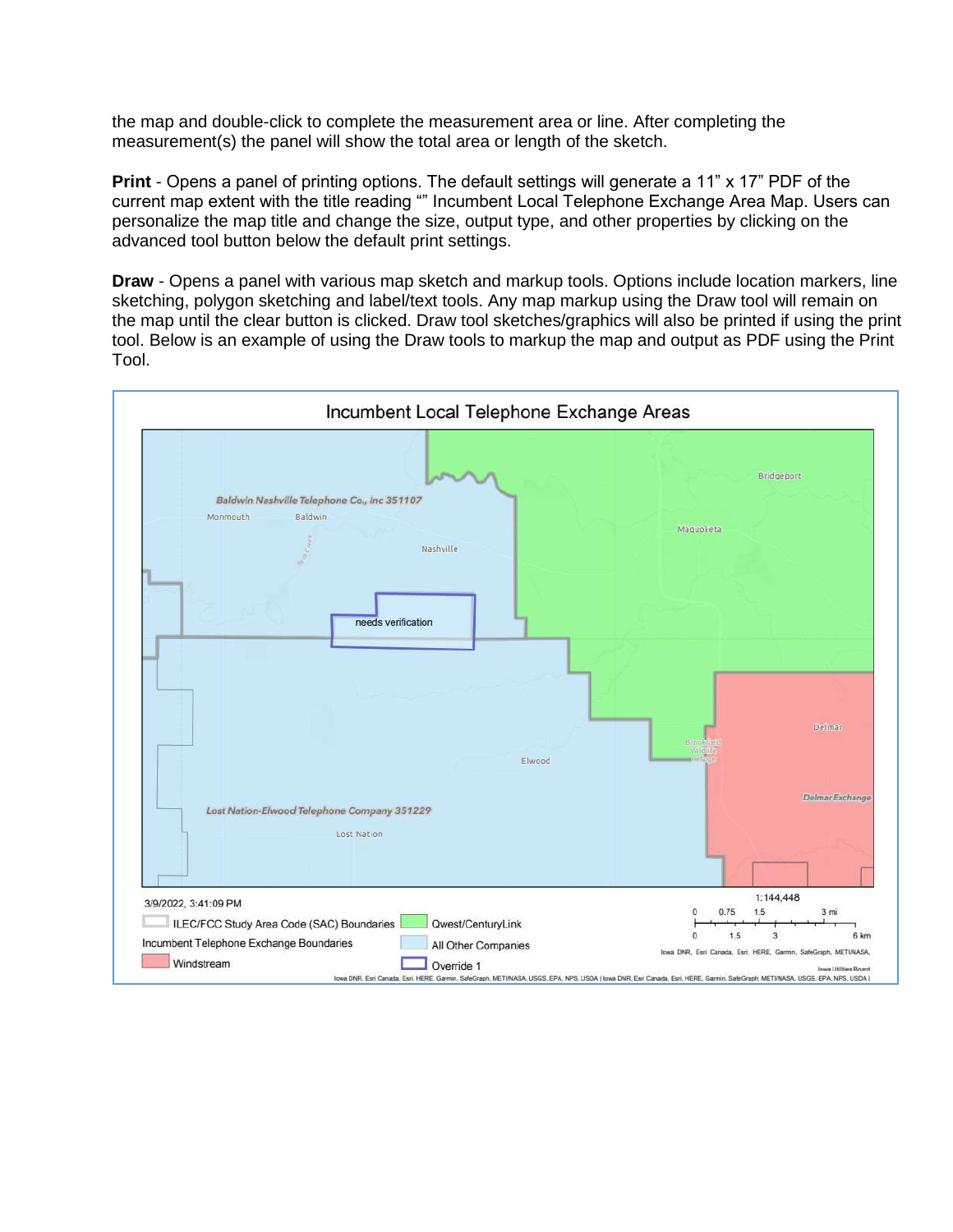the map and double-click to complete the measurement area or line. After completing the measurement(s) the panel will show the total area or length of the sketch.

**Print** - Opens a panel of printing options. The default settings will generate a 11” x 17” PDF of the current map extent with the title reading “” Incumbent Local Telephone Exchange Area Map. Users can personalize the map title and change the size, output type, and other properties by clicking on the advanced tool button below the default print settings.

**Draw** - Opens a panel with various map sketch and markup tools. Options include location markers, line sketching, polygon sketching and label/text tools. Any map markup using the Draw tool will remain on the map until the clear button is clicked. Draw tool sketches/graphics will also be printed if using the print tool. Below is an example of using the Draw tools to markup the map and output as PDF using the Print Tool.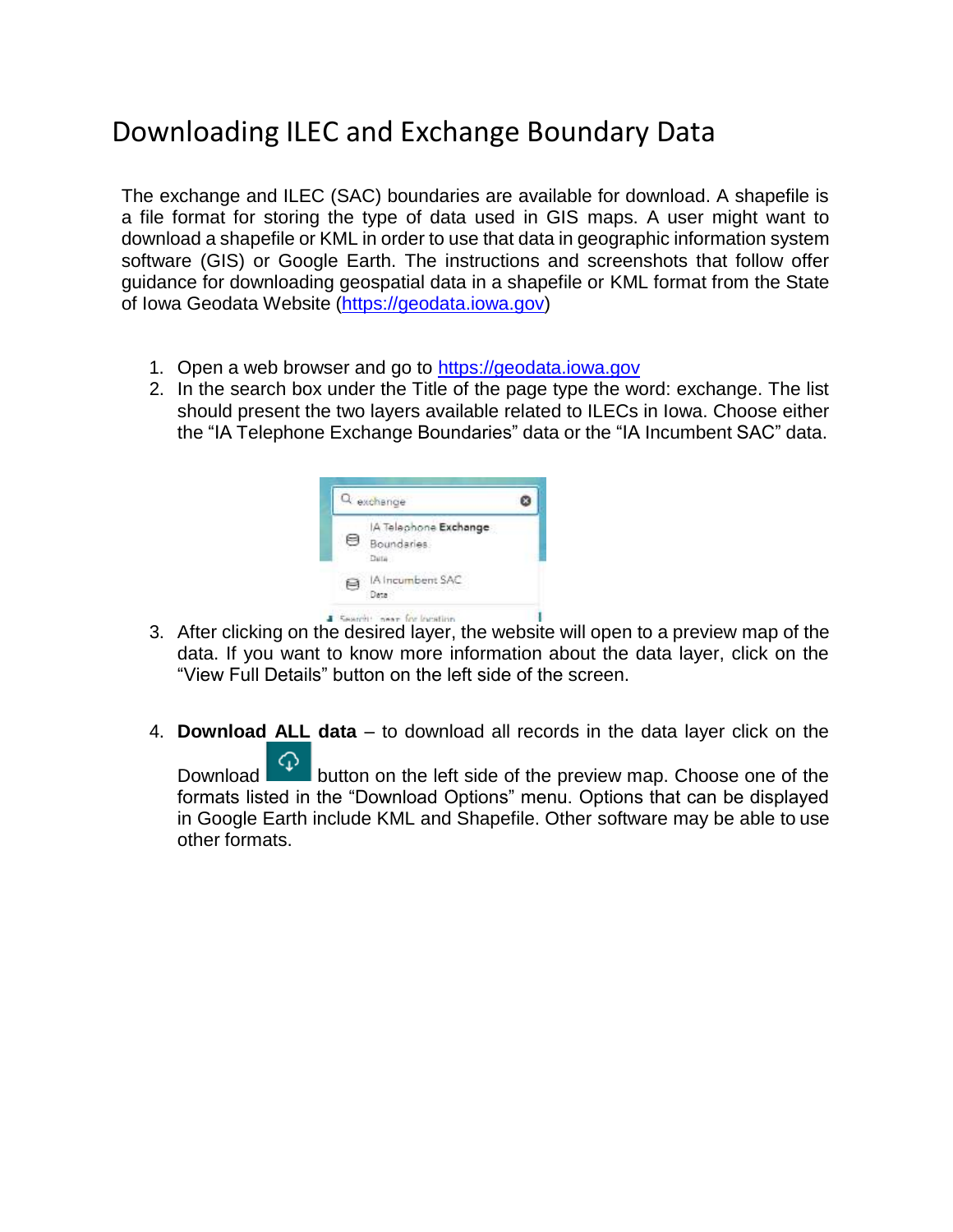# Downloading ILEC and Exchange Boundary Data

The exchange and ILEC (SAC) boundaries are available for download. A shapefile is a file format for storing the type of data used in GIS maps. A user might want to download a shapefile or KML in order to use that data in geographic information system software (GIS) or Google Earth. The instructions and screenshots that follow offer guidance for downloading geospatial data in a shapefile or KML format from the State of Iowa Geodata Website (https://geodata.iowa.gov)

1. Open a web browser and go to https://geodata.iowa.gov
2. In the search box under the Title of the page type the word: exchange. The list should present the two layers available related to ILECs in Iowa. Choose either the "IA Telephone Exchange Boundaries" data or the "IA Incumbent SAC" data.
3. After clicking on the desired layer, the website will open to a preview map of the data. If you want to know more information about the data layer, click on the "View Full Details" button on the left side of the screen.
4. **Download ALL data** – to download all records in the data layer click on the Download button on the left side of the preview map. Choose one of the formats listed in the "Download Options" menu. Options that can be displayed in Google Earth include KML and Shapefile. Other software may be able to use other formats.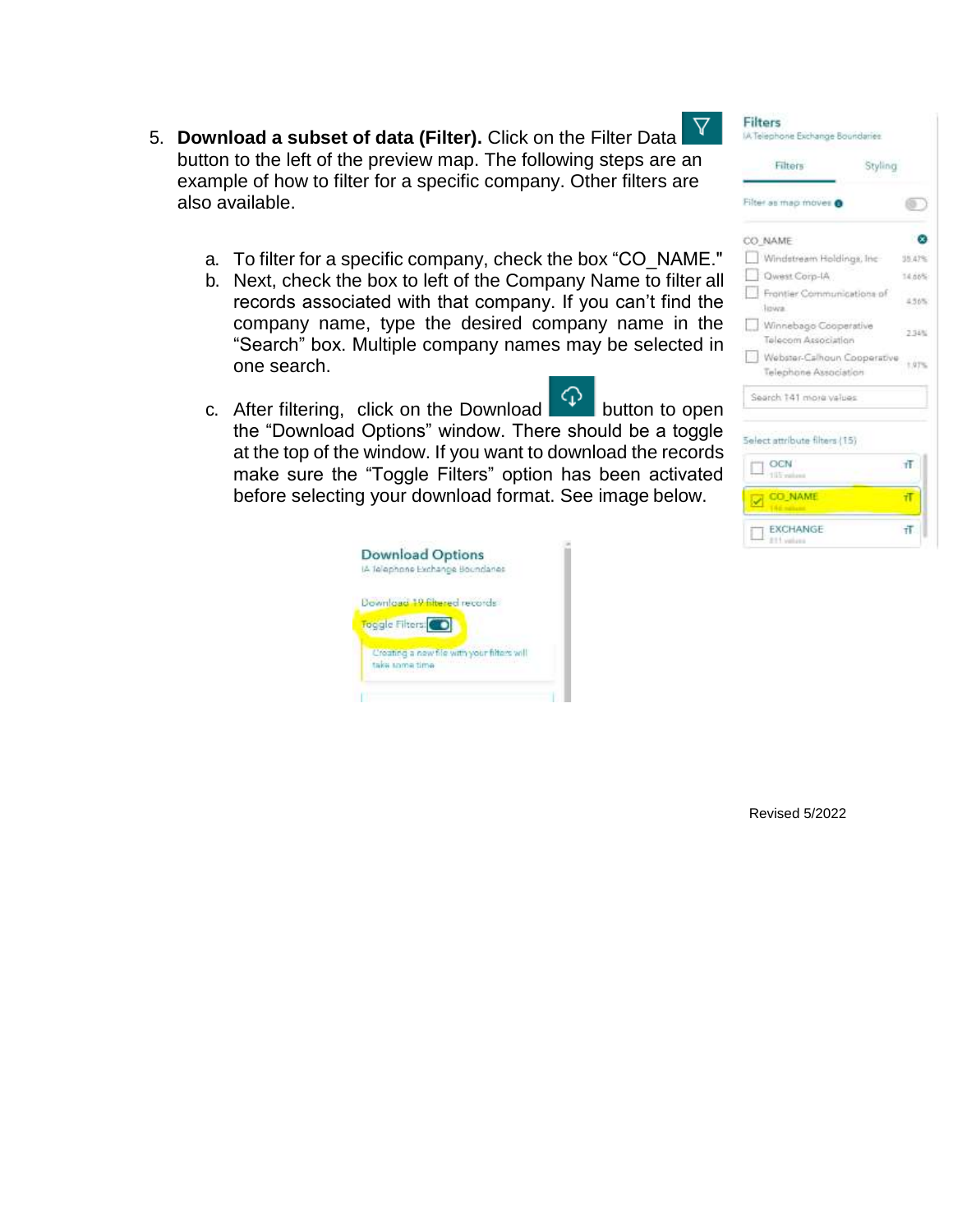5. **Download a subset of data (Filter).** Click on the Filter Data button to the left of the preview map. The following steps are an example of how to filter for a specific company. Other filters are also available.

   a. To filter for a specific company, check the box "CO_NAME."
   b. Next, check the box to left of the Company Name to filter all records associated with that company. If you can't find the company name, type the desired company name in the "Search" box. Multiple company names may be selected in one search.
   c. After filtering, click on the Download button to open the "Download Options" window. There should be a toggle at the top of the window. If you want to download the records make sure the "Toggle Filters" option has been activated before selecting your download format. See image below.

Filters
IA Telephone Exchange Boundaries

Filters
Styling

Filter as map moves

CO_NAME

Windstream Holdings, Inc 35.47%
Qwest Corp-IA 14.66%
Frontier Communications of Iowa 4.56%
Winnebago Cooperative Telecom Association 2.34%
Webster-Calhoun Cooperative Telephone Association 1.97%

Search 141 more values

Select attribute filters (15)

OCN
CO_NAME
EXCHANGE

Download Options
IA Telephone Exchange Boundaries

Download 19 filtered records
Toggle Filters:

Creating a new file with your filters will take some time

Revised 5/2022